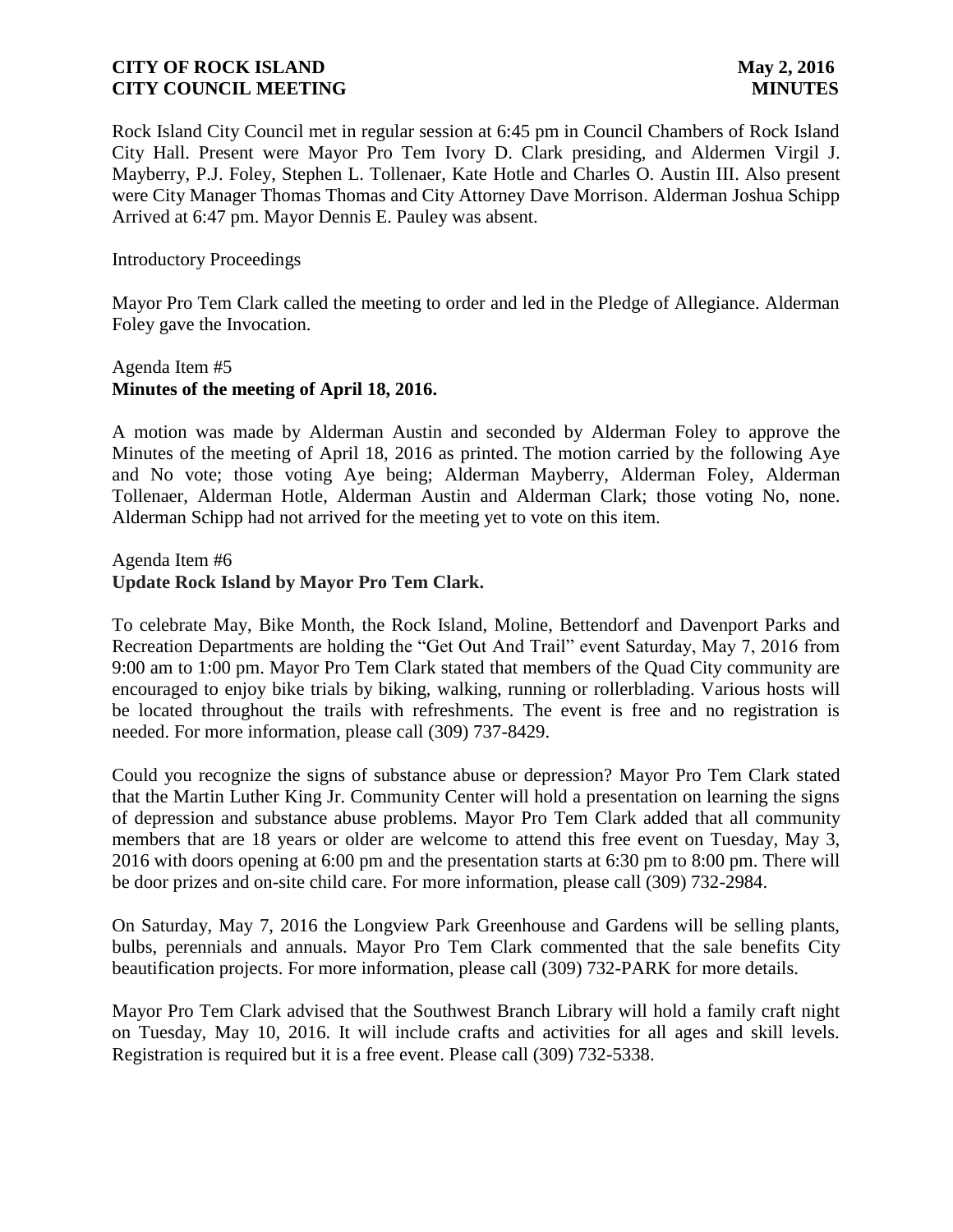Rock Island City Council met in regular session at 6:45 pm in Council Chambers of Rock Island City Hall. Present were Mayor Pro Tem Ivory D. Clark presiding, and Aldermen Virgil J. Mayberry, P.J. Foley, Stephen L. Tollenaer, Kate Hotle and Charles O. Austin III. Also present were City Manager Thomas Thomas and City Attorney Dave Morrison. Alderman Joshua Schipp Arrived at 6:47 pm. Mayor Dennis E. Pauley was absent.

Introductory Proceedings

Mayor Pro Tem Clark called the meeting to order and led in the Pledge of Allegiance. Alderman Foley gave the Invocation.

Agenda Item #5
**Minutes of the meeting of April 18, 2016.**

A motion was made by Alderman Austin and seconded by Alderman Foley to approve the Minutes of the meeting of April 18, 2016 as printed. The motion carried by the following Aye and No vote; those voting Aye being; Alderman Mayberry, Alderman Foley, Alderman Tollenaer, Alderman Hotle, Alderman Austin and Alderman Clark; those voting No, none. Alderman Schipp had not arrived for the meeting yet to vote on this item.

Agenda Item #6
**Update Rock Island by Mayor Pro Tem Clark.**

To celebrate May, Bike Month, the Rock Island, Moline, Bettendorf and Davenport Parks and Recreation Departments are holding the "Get Out And Trail" event Saturday, May 7, 2016 from 9:00 am to 1:00 pm. Mayor Pro Tem Clark stated that members of the Quad City community are encouraged to enjoy bike trials by biking, walking, running or rollerblading. Various hosts will be located throughout the trails with refreshments. The event is free and no registration is needed. For more information, please call (309) 737-8429.

Could you recognize the signs of substance abuse or depression? Mayor Pro Tem Clark stated that the Martin Luther King Jr. Community Center will hold a presentation on learning the signs of depression and substance abuse problems. Mayor Pro Tem Clark added that all community members that are 18 years or older are welcome to attend this free event on Tuesday, May 3, 2016 with doors opening at 6:00 pm and the presentation starts at 6:30 pm to 8:00 pm. There will be door prizes and on-site child care. For more information, please call (309) 732-2984.

On Saturday, May 7, 2016 the Longview Park Greenhouse and Gardens will be selling plants, bulbs, perennials and annuals. Mayor Pro Tem Clark commented that the sale benefits City beautification projects. For more information, please call (309) 732-PARK for more details.

Mayor Pro Tem Clark advised that the Southwest Branch Library will hold a family craft night on Tuesday, May 10, 2016. It will include crafts and activities for all ages and skill levels. Registration is required but it is a free event. Please call (309) 732-5338.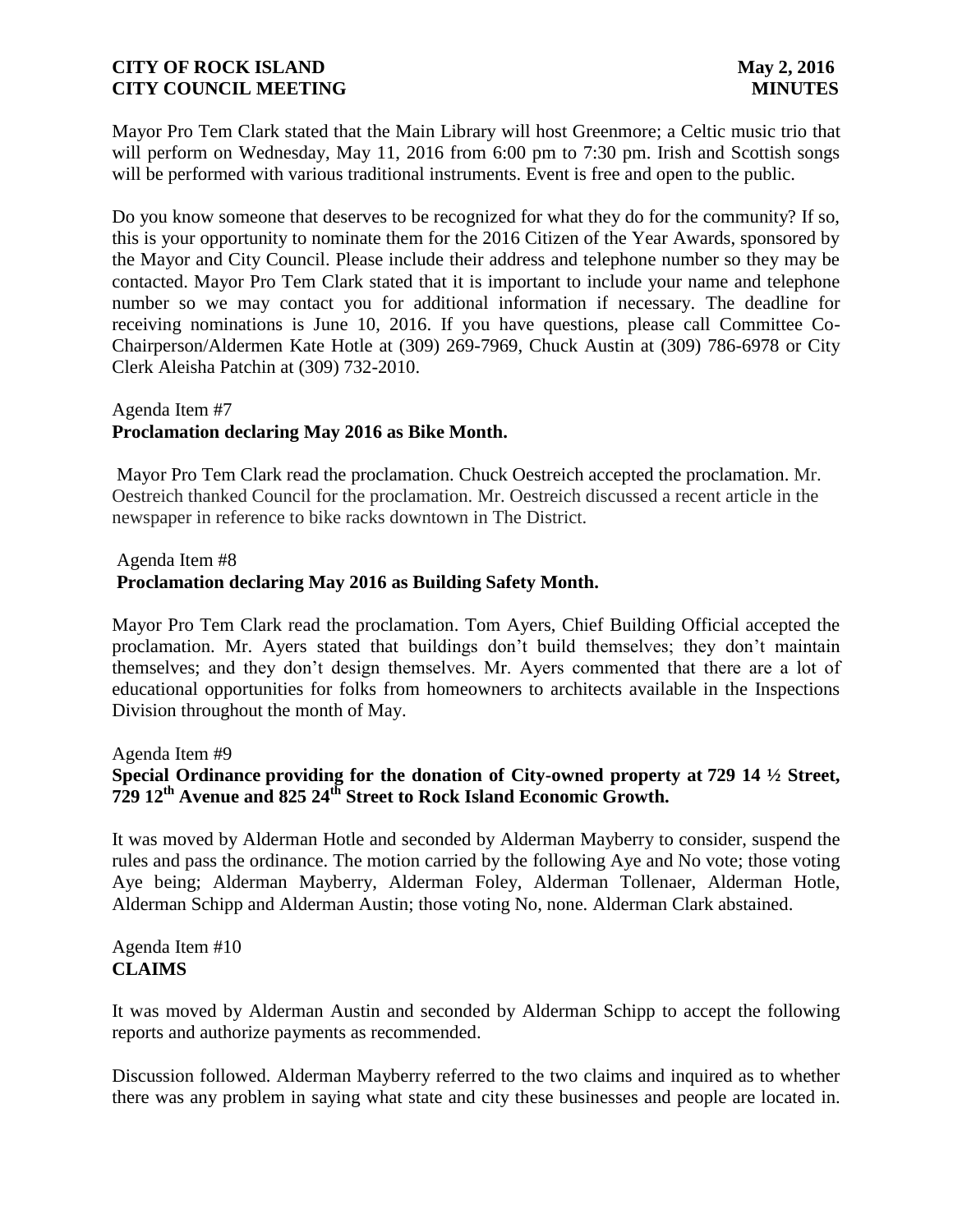Mayor Pro Tem Clark stated that the Main Library will host Greenmore; a Celtic music trio that will perform on Wednesday, May 11, 2016 from 6:00 pm to 7:30 pm. Irish and Scottish songs will be performed with various traditional instruments. Event is free and open to the public.

Do you know someone that deserves to be recognized for what they do for the community? If so, this is your opportunity to nominate them for the 2016 Citizen of the Year Awards, sponsored by the Mayor and City Council. Please include their address and telephone number so they may be contacted. Mayor Pro Tem Clark stated that it is important to include your name and telephone number so we may contact you for additional information if necessary. The deadline for receiving nominations is June 10, 2016. If you have questions, please call Committee Co-Chairperson/Aldermen Kate Hotle at (309) 269-7969, Chuck Austin at (309) 786-6978 or City Clerk Aleisha Patchin at (309) 732-2010.

Agenda Item #7
**Proclamation declaring May 2016 as Bike Month.**

Mayor Pro Tem Clark read the proclamation. Chuck Oestreich accepted the proclamation. Mr. Oestreich thanked Council for the proclamation. Mr. Oestreich discussed a recent article in the newspaper in reference to bike racks downtown in The District.

Agenda Item #8
**Proclamation declaring May 2016 as Building Safety Month.**

Mayor Pro Tem Clark read the proclamation. Tom Ayers, Chief Building Official accepted the proclamation. Mr. Ayers stated that buildings don't build themselves; they don't maintain themselves; and they don't design themselves. Mr. Ayers commented that there are a lot of educational opportunities for folks from homeowners to architects available in the Inspections Division throughout the month of May.

Agenda Item #9
**Special Ordinance providing for the donation of City-owned property at 729 14 ½ Street, 729 12th Avenue and 825 24th Street to Rock Island Economic Growth.**

It was moved by Alderman Hotle and seconded by Alderman Mayberry to consider, suspend the rules and pass the ordinance. The motion carried by the following Aye and No vote; those voting Aye being; Alderman Mayberry, Alderman Foley, Alderman Tollenaer, Alderman Hotle, Alderman Schipp and Alderman Austin; those voting No, none. Alderman Clark abstained.

Agenda Item #10
**CLAIMS**

It was moved by Alderman Austin and seconded by Alderman Schipp to accept the following reports and authorize payments as recommended.

Discussion followed. Alderman Mayberry referred to the two claims and inquired as to whether there was any problem in saying what state and city these businesses and people are located in.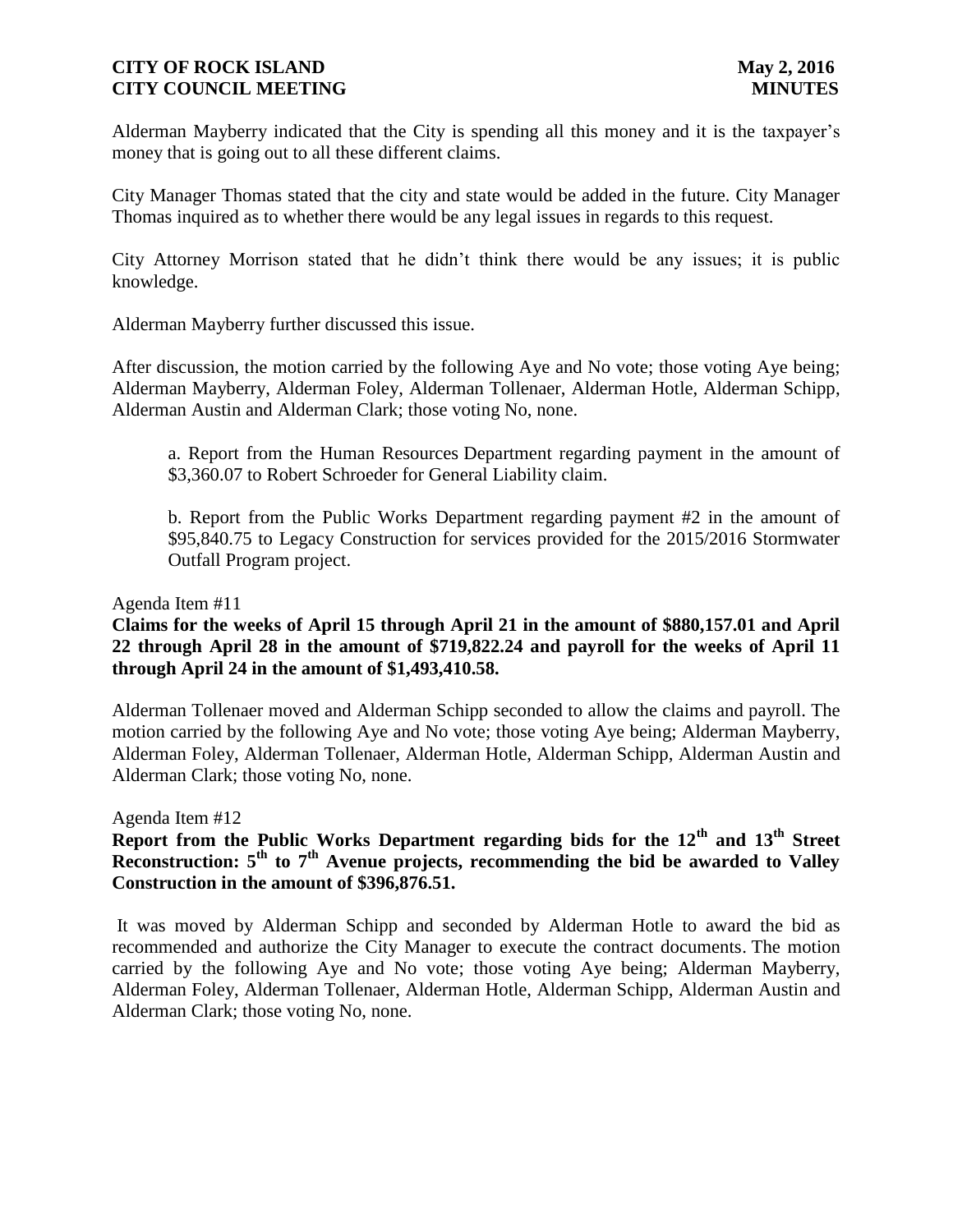Alderman Mayberry indicated that the City is spending all this money and it is the taxpayer's money that is going out to all these different claims.

City Manager Thomas stated that the city and state would be added in the future. City Manager Thomas inquired as to whether there would be any legal issues in regards to this request.

City Attorney Morrison stated that he didn't think there would be any issues; it is public knowledge.

Alderman Mayberry further discussed this issue.

After discussion, the motion carried by the following Aye and No vote; those voting Aye being; Alderman Mayberry, Alderman Foley, Alderman Tollenaer, Alderman Hotle, Alderman Schipp, Alderman Austin and Alderman Clark; those voting No, none.

a. Report from the Human Resources Department regarding payment in the amount of \$3,360.07 to Robert Schroeder for General Liability claim.

b. Report from the Public Works Department regarding payment #2 in the amount of \$95,840.75 to Legacy Construction for services provided for the 2015/2016 Stormwater Outfall Program project.

Agenda Item #11

**Claims for the weeks of April 15 through April 21 in the amount of \$880,157.01 and April 22 through April 28 in the amount of \$719,822.24 and payroll for the weeks of April 11 through April 24 in the amount of \$1,493,410.58.**

Alderman Tollenaer moved and Alderman Schipp seconded to allow the claims and payroll. The motion carried by the following Aye and No vote; those voting Aye being; Alderman Mayberry, Alderman Foley, Alderman Tollenaer, Alderman Hotle, Alderman Schipp, Alderman Austin and Alderman Clark; those voting No, none.

Agenda Item #12

**Report from the Public Works Department regarding bids for the 12th and 13th Street Reconstruction: 5th to 7th Avenue projects, recommending the bid be awarded to Valley Construction in the amount of \$396,876.51.**

It was moved by Alderman Schipp and seconded by Alderman Hotle to award the bid as recommended and authorize the City Manager to execute the contract documents. The motion carried by the following Aye and No vote; those voting Aye being; Alderman Mayberry, Alderman Foley, Alderman Tollenaer, Alderman Hotle, Alderman Schipp, Alderman Austin and Alderman Clark; those voting No, none.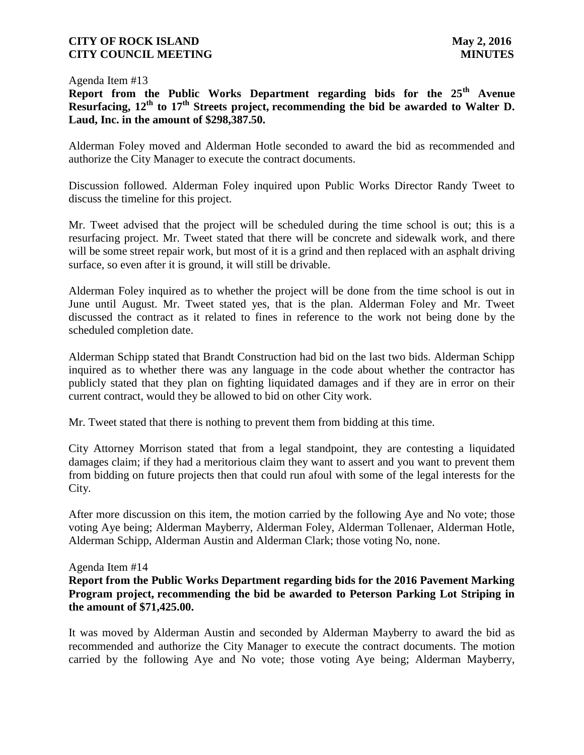Agenda Item #13

**Report from the Public Works Department regarding bids for the 25th Avenue Resurfacing, 12th to 17th Streets project, recommending the bid be awarded to Walter D. Laud, Inc. in the amount of $298,387.50.**

Alderman Foley moved and Alderman Hotle seconded to award the bid as recommended and authorize the City Manager to execute the contract documents.

Discussion followed. Alderman Foley inquired upon Public Works Director Randy Tweet to discuss the timeline for this project.

Mr. Tweet advised that the project will be scheduled during the time school is out; this is a resurfacing project. Mr. Tweet stated that there will be concrete and sidewalk work, and there will be some street repair work, but most of it is a grind and then replaced with an asphalt driving surface, so even after it is ground, it will still be drivable.

Alderman Foley inquired as to whether the project will be done from the time school is out in June until August. Mr. Tweet stated yes, that is the plan. Alderman Foley and Mr. Tweet discussed the contract as it related to fines in reference to the work not being done by the scheduled completion date.

Alderman Schipp stated that Brandt Construction had bid on the last two bids. Alderman Schipp inquired as to whether there was any language in the code about whether the contractor has publicly stated that they plan on fighting liquidated damages and if they are in error on their current contract, would they be allowed to bid on other City work.

Mr. Tweet stated that there is nothing to prevent them from bidding at this time.

City Attorney Morrison stated that from a legal standpoint, they are contesting a liquidated damages claim; if they had a meritorious claim they want to assert and you want to prevent them from bidding on future projects then that could run afoul with some of the legal interests for the City.

After more discussion on this item, the motion carried by the following Aye and No vote; those voting Aye being; Alderman Mayberry, Alderman Foley, Alderman Tollenaer, Alderman Hotle, Alderman Schipp, Alderman Austin and Alderman Clark; those voting No, none.

Agenda Item #14

**Report from the Public Works Department regarding bids for the 2016 Pavement Marking Program project, recommending the bid be awarded to Peterson Parking Lot Striping in the amount of $71,425.00.**

It was moved by Alderman Austin and seconded by Alderman Mayberry to award the bid as recommended and authorize the City Manager to execute the contract documents. The motion carried by the following Aye and No vote; those voting Aye being; Alderman Mayberry,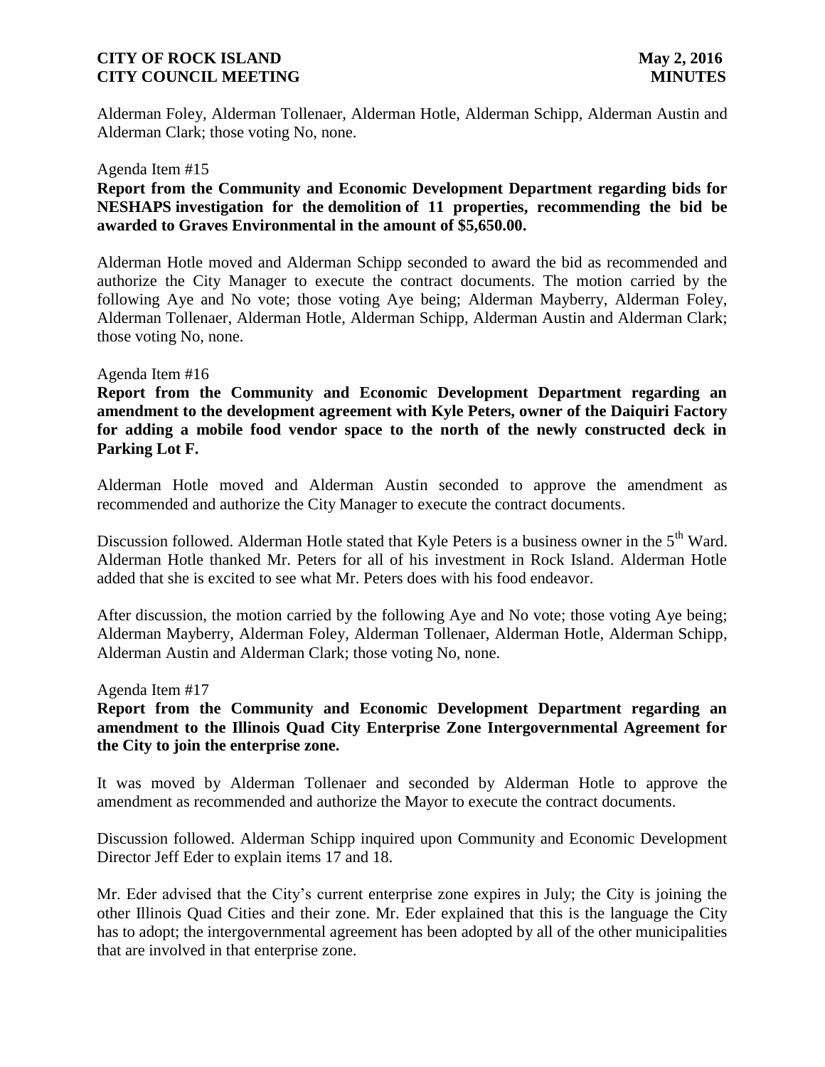Alderman Foley, Alderman Tollenaer, Alderman Hotle, Alderman Schipp, Alderman Austin and Alderman Clark; those voting No, none.

Agenda Item #15

**Report from the Community and Economic Development Department regarding bids for NESHAPS investigation for the demolition of 11 properties, recommending the bid be awarded to Graves Environmental in the amount of $5,650.00.**

Alderman Hotle moved and Alderman Schipp seconded to award the bid as recommended and authorize the City Manager to execute the contract documents. The motion carried by the following Aye and No vote; those voting Aye being; Alderman Mayberry, Alderman Foley, Alderman Tollenaer, Alderman Hotle, Alderman Schipp, Alderman Austin and Alderman Clark; those voting No, none.

Agenda Item #16

**Report from the Community and Economic Development Department regarding an amendment to the development agreement with Kyle Peters, owner of the Daiquiri Factory for adding a mobile food vendor space to the north of the newly constructed deck in Parking Lot F.**

Alderman Hotle moved and Alderman Austin seconded to approve the amendment as recommended and authorize the City Manager to execute the contract documents.

Discussion followed. Alderman Hotle stated that Kyle Peters is a business owner in the 5th Ward. Alderman Hotle thanked Mr. Peters for all of his investment in Rock Island. Alderman Hotle added that she is excited to see what Mr. Peters does with his food endeavor.

After discussion, the motion carried by the following Aye and No vote; those voting Aye being; Alderman Mayberry, Alderman Foley, Alderman Tollenaer, Alderman Hotle, Alderman Schipp, Alderman Austin and Alderman Clark; those voting No, none.

Agenda Item #17

**Report from the Community and Economic Development Department regarding an amendment to the Illinois Quad City Enterprise Zone Intergovernmental Agreement for the City to join the enterprise zone.**

It was moved by Alderman Tollenaer and seconded by Alderman Hotle to approve the amendment as recommended and authorize the Mayor to execute the contract documents.

Discussion followed. Alderman Schipp inquired upon Community and Economic Development Director Jeff Eder to explain items 17 and 18.

Mr. Eder advised that the City's current enterprise zone expires in July; the City is joining the other Illinois Quad Cities and their zone. Mr. Eder explained that this is the language the City has to adopt; the intergovernmental agreement has been adopted by all of the other municipalities that are involved in that enterprise zone.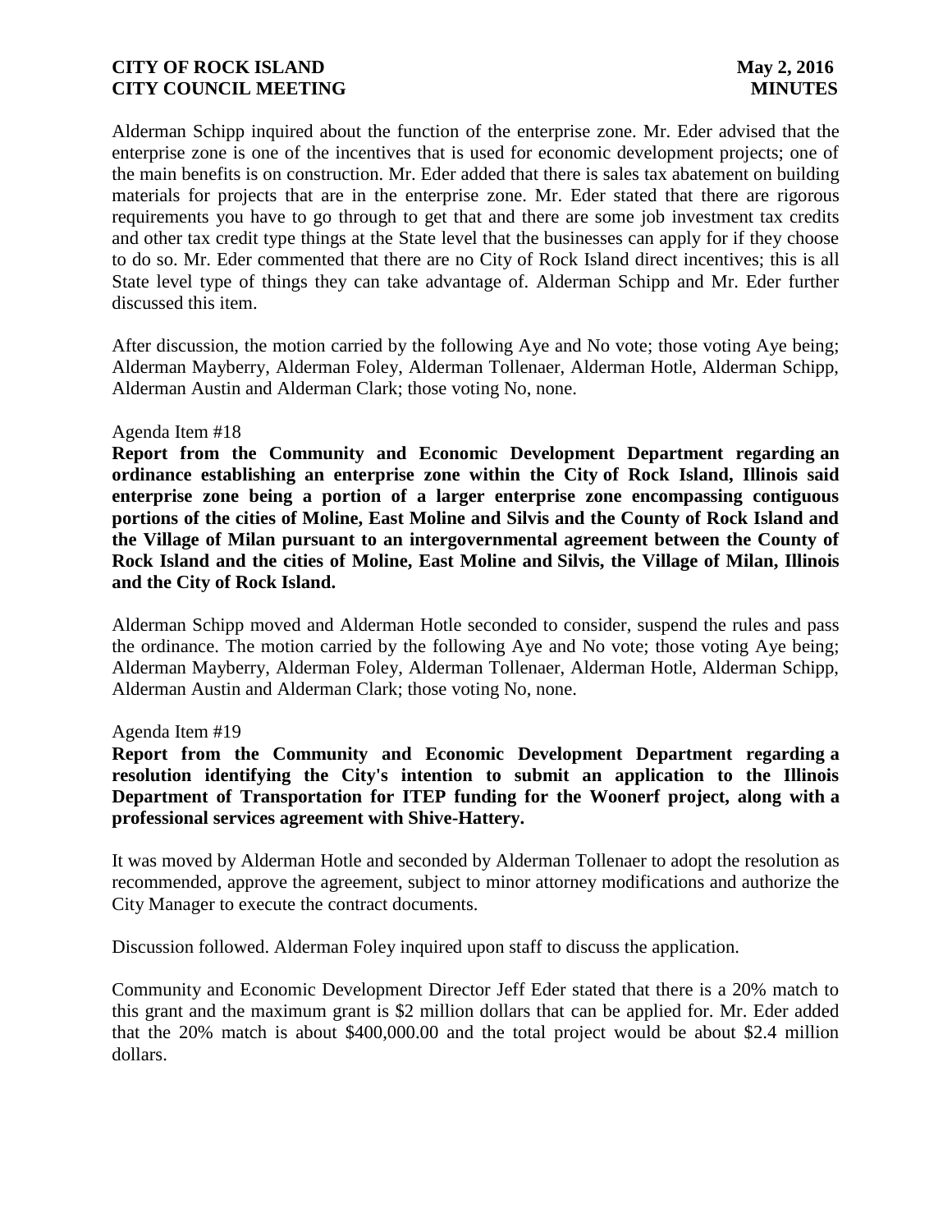Alderman Schipp inquired about the function of the enterprise zone. Mr. Eder advised that the enterprise zone is one of the incentives that is used for economic development projects; one of the main benefits is on construction. Mr. Eder added that there is sales tax abatement on building materials for projects that are in the enterprise zone. Mr. Eder stated that there are rigorous requirements you have to go through to get that and there are some job investment tax credits and other tax credit type things at the State level that the businesses can apply for if they choose to do so. Mr. Eder commented that there are no City of Rock Island direct incentives; this is all State level type of things they can take advantage of. Alderman Schipp and Mr. Eder further discussed this item.

After discussion, the motion carried by the following Aye and No vote; those voting Aye being; Alderman Mayberry, Alderman Foley, Alderman Tollenaer, Alderman Hotle, Alderman Schipp, Alderman Austin and Alderman Clark; those voting No, none.

Agenda Item #18

**Report from the Community and Economic Development Department regarding an ordinance establishing an enterprise zone within the City of Rock Island, Illinois said enterprise zone being a portion of a larger enterprise zone encompassing contiguous portions of the cities of Moline, East Moline and Silvis and the County of Rock Island and the Village of Milan pursuant to an intergovernmental agreement between the County of Rock Island and the cities of Moline, East Moline and Silvis, the Village of Milan, Illinois and the City of Rock Island.**

Alderman Schipp moved and Alderman Hotle seconded to consider, suspend the rules and pass the ordinance. The motion carried by the following Aye and No vote; those voting Aye being; Alderman Mayberry, Alderman Foley, Alderman Tollenaer, Alderman Hotle, Alderman Schipp, Alderman Austin and Alderman Clark; those voting No, none.

Agenda Item #19

**Report from the Community and Economic Development Department regarding a resolution identifying the City's intention to submit an application to the Illinois Department of Transportation for ITEP funding for the Woonerf project, along with a professional services agreement with Shive-Hattery.**

It was moved by Alderman Hotle and seconded by Alderman Tollenaer to adopt the resolution as recommended, approve the agreement, subject to minor attorney modifications and authorize the City Manager to execute the contract documents.

Discussion followed. Alderman Foley inquired upon staff to discuss the application.

Community and Economic Development Director Jeff Eder stated that there is a 20% match to this grant and the maximum grant is $2 million dollars that can be applied for. Mr. Eder added that the 20% match is about $400,000.00 and the total project would be about $2.4 million dollars.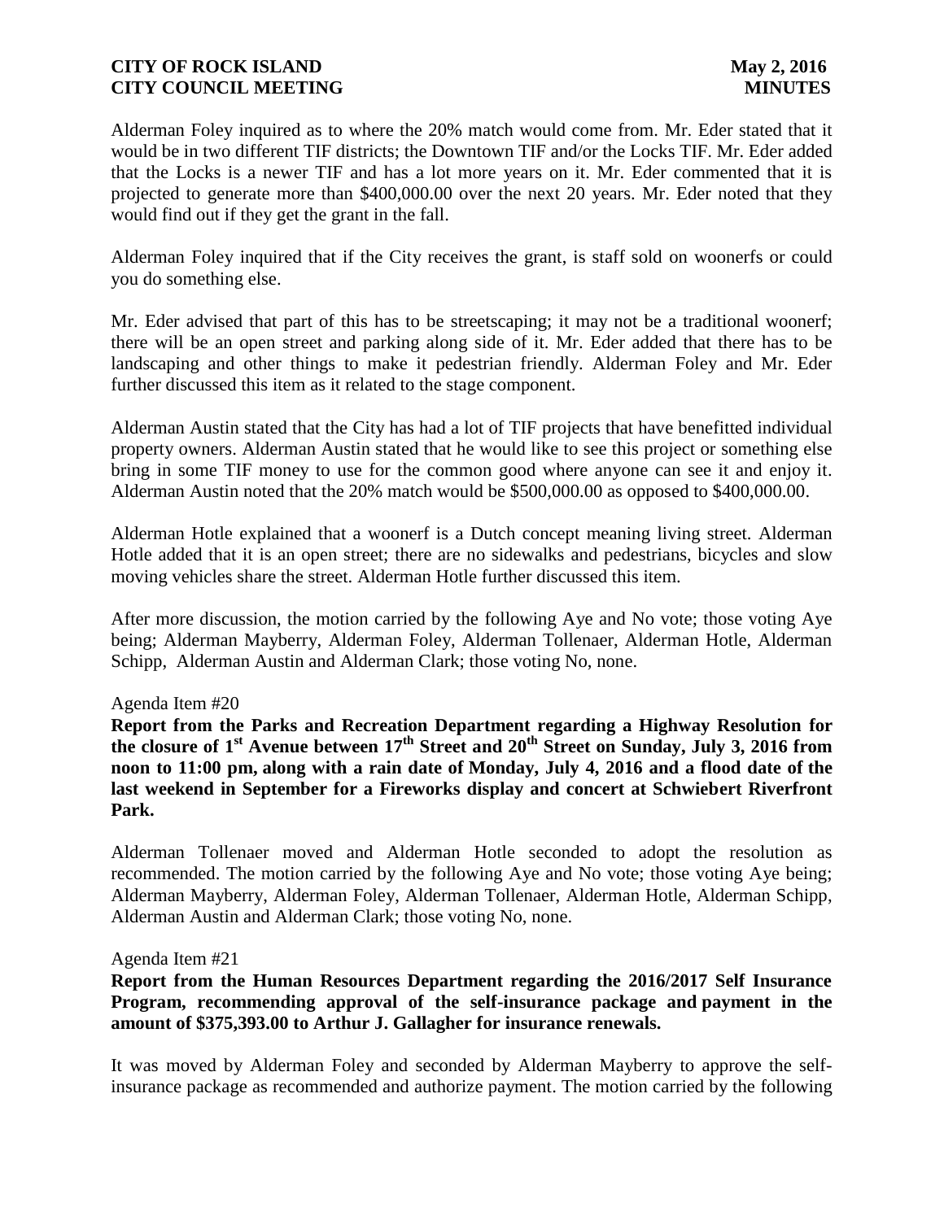Alderman Foley inquired as to where the 20% match would come from. Mr. Eder stated that it would be in two different TIF districts; the Downtown TIF and/or the Locks TIF. Mr. Eder added that the Locks is a newer TIF and has a lot more years on it. Mr. Eder commented that it is projected to generate more than $400,000.00 over the next 20 years. Mr. Eder noted that they would find out if they get the grant in the fall.

Alderman Foley inquired that if the City receives the grant, is staff sold on woonerfs or could you do something else.

Mr. Eder advised that part of this has to be streetscaping; it may not be a traditional woonerf; there will be an open street and parking along side of it. Mr. Eder added that there has to be landscaping and other things to make it pedestrian friendly. Alderman Foley and Mr. Eder further discussed this item as it related to the stage component.

Alderman Austin stated that the City has had a lot of TIF projects that have benefitted individual property owners. Alderman Austin stated that he would like to see this project or something else bring in some TIF money to use for the common good where anyone can see it and enjoy it. Alderman Austin noted that the 20% match would be $500,000.00 as opposed to $400,000.00.

Alderman Hotle explained that a woonerf is a Dutch concept meaning living street. Alderman Hotle added that it is an open street; there are no sidewalks and pedestrians, bicycles and slow moving vehicles share the street. Alderman Hotle further discussed this item.

After more discussion, the motion carried by the following Aye and No vote; those voting Aye being; Alderman Mayberry, Alderman Foley, Alderman Tollenaer, Alderman Hotle, Alderman Schipp, Alderman Austin and Alderman Clark; those voting No, none.

Agenda Item #20

**Report from the Parks and Recreation Department regarding a Highway Resolution for the closure of 1st Avenue between 17th Street and 20th Street on Sunday, July 3, 2016 from noon to 11:00 pm, along with a rain date of Monday, July 4, 2016 and a flood date of the last weekend in September for a Fireworks display and concert at Schwiebert Riverfront Park.**

Alderman Tollenaer moved and Alderman Hotle seconded to adopt the resolution as recommended. The motion carried by the following Aye and No vote; those voting Aye being; Alderman Mayberry, Alderman Foley, Alderman Tollenaer, Alderman Hotle, Alderman Schipp, Alderman Austin and Alderman Clark; those voting No, none.

Agenda Item #21

**Report from the Human Resources Department regarding the 2016/2017 Self Insurance Program, recommending approval of the self-insurance package and payment in the amount of $375,393.00 to Arthur J. Gallagher for insurance renewals.**

It was moved by Alderman Foley and seconded by Alderman Mayberry to approve the self-insurance package as recommended and authorize payment. The motion carried by the following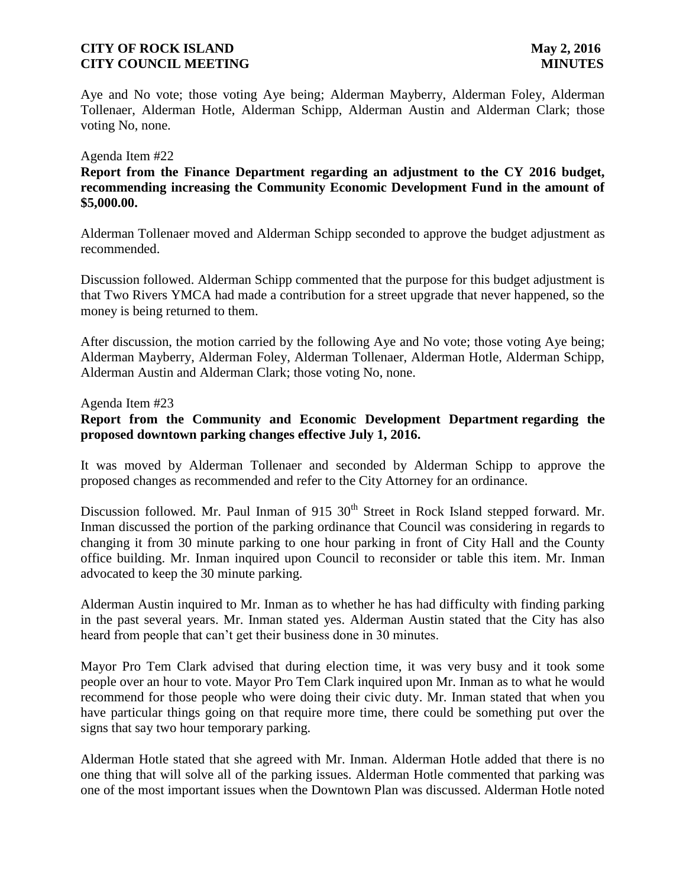Aye and No vote; those voting Aye being; Alderman Mayberry, Alderman Foley, Alderman Tollenaer, Alderman Hotle, Alderman Schipp, Alderman Austin and Alderman Clark; those voting No, none.

Agenda Item #22

**Report from the Finance Department regarding an adjustment to the CY 2016 budget, recommending increasing the Community Economic Development Fund in the amount of $5,000.00.**

Alderman Tollenaer moved and Alderman Schipp seconded to approve the budget adjustment as recommended.

Discussion followed. Alderman Schipp commented that the purpose for this budget adjustment is that Two Rivers YMCA had made a contribution for a street upgrade that never happened, so the money is being returned to them.

After discussion, the motion carried by the following Aye and No vote; those voting Aye being; Alderman Mayberry, Alderman Foley, Alderman Tollenaer, Alderman Hotle, Alderman Schipp, Alderman Austin and Alderman Clark; those voting No, none.

Agenda Item #23

**Report from the Community and Economic Development Department regarding the proposed downtown parking changes effective July 1, 2016.**

It was moved by Alderman Tollenaer and seconded by Alderman Schipp to approve the proposed changes as recommended and refer to the City Attorney for an ordinance.

Discussion followed. Mr. Paul Inman of 915 30th Street in Rock Island stepped forward. Mr. Inman discussed the portion of the parking ordinance that Council was considering in regards to changing it from 30 minute parking to one hour parking in front of City Hall and the County office building. Mr. Inman inquired upon Council to reconsider or table this item. Mr. Inman advocated to keep the 30 minute parking.

Alderman Austin inquired to Mr. Inman as to whether he has had difficulty with finding parking in the past several years. Mr. Inman stated yes. Alderman Austin stated that the City has also heard from people that can't get their business done in 30 minutes.

Mayor Pro Tem Clark advised that during election time, it was very busy and it took some people over an hour to vote. Mayor Pro Tem Clark inquired upon Mr. Inman as to what he would recommend for those people who were doing their civic duty. Mr. Inman stated that when you have particular things going on that require more time, there could be something put over the signs that say two hour temporary parking.

Alderman Hotle stated that she agreed with Mr. Inman. Alderman Hotle added that there is no one thing that will solve all of the parking issues. Alderman Hotle commented that parking was one of the most important issues when the Downtown Plan was discussed. Alderman Hotle noted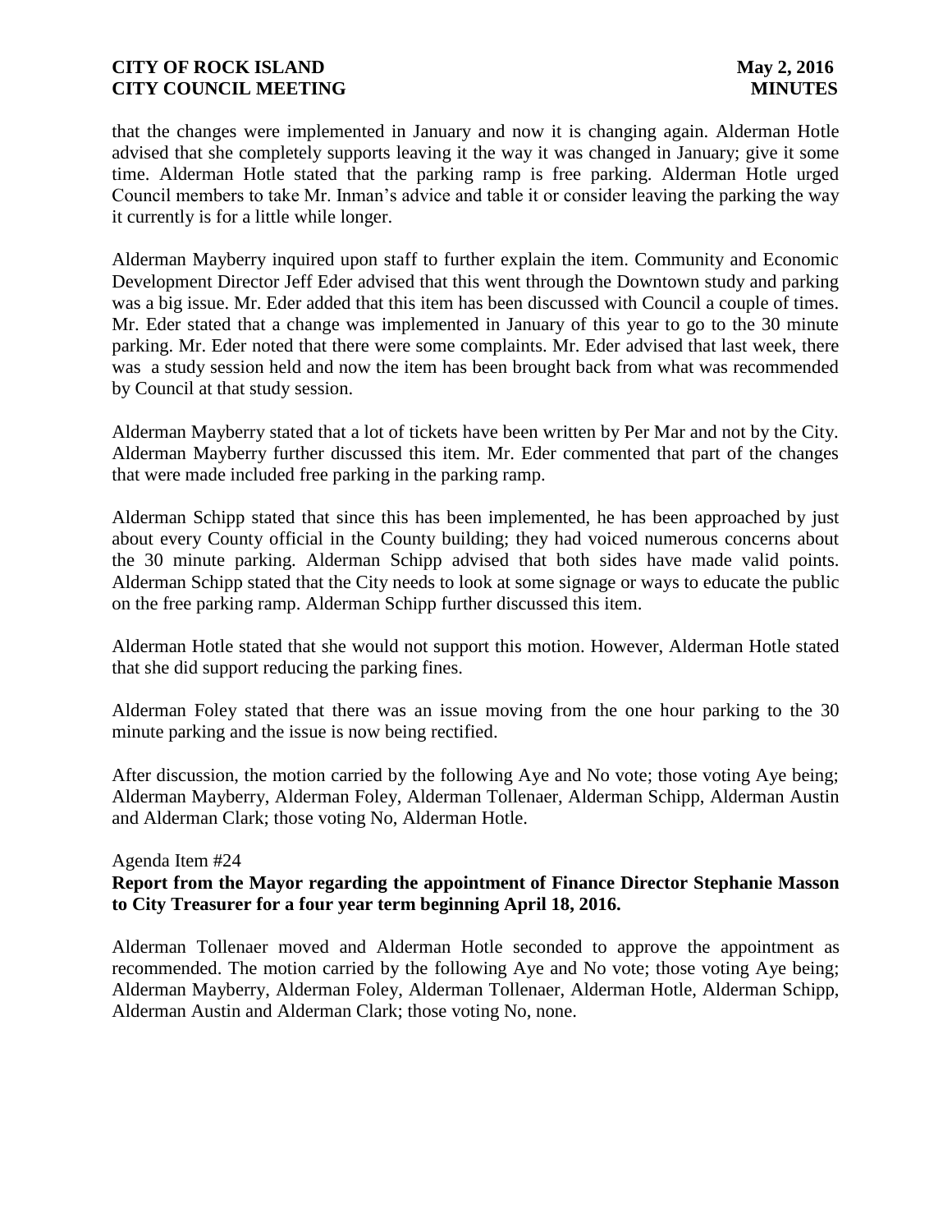that the changes were implemented in January and now it is changing again. Alderman Hotle advised that she completely supports leaving it the way it was changed in January; give it some time. Alderman Hotle stated that the parking ramp is free parking. Alderman Hotle urged Council members to take Mr. Inman's advice and table it or consider leaving the parking the way it currently is for a little while longer.

Alderman Mayberry inquired upon staff to further explain the item. Community and Economic Development Director Jeff Eder advised that this went through the Downtown study and parking was a big issue. Mr. Eder added that this item has been discussed with Council a couple of times. Mr. Eder stated that a change was implemented in January of this year to go to the 30 minute parking. Mr. Eder noted that there were some complaints. Mr. Eder advised that last week, there was a study session held and now the item has been brought back from what was recommended by Council at that study session.

Alderman Mayberry stated that a lot of tickets have been written by Per Mar and not by the City. Alderman Mayberry further discussed this item. Mr. Eder commented that part of the changes that were made included free parking in the parking ramp.

Alderman Schipp stated that since this has been implemented, he has been approached by just about every County official in the County building; they had voiced numerous concerns about the 30 minute parking. Alderman Schipp advised that both sides have made valid points. Alderman Schipp stated that the City needs to look at some signage or ways to educate the public on the free parking ramp. Alderman Schipp further discussed this item.

Alderman Hotle stated that she would not support this motion. However, Alderman Hotle stated that she did support reducing the parking fines.

Alderman Foley stated that there was an issue moving from the one hour parking to the 30 minute parking and the issue is now being rectified.

After discussion, the motion carried by the following Aye and No vote; those voting Aye being; Alderman Mayberry, Alderman Foley, Alderman Tollenaer, Alderman Schipp, Alderman Austin and Alderman Clark; those voting No, Alderman Hotle.

Agenda Item #24

**Report from the Mayor regarding the appointment of Finance Director Stephanie Masson to City Treasurer for a four year term beginning April 18, 2016.**

Alderman Tollenaer moved and Alderman Hotle seconded to approve the appointment as recommended. The motion carried by the following Aye and No vote; those voting Aye being; Alderman Mayberry, Alderman Foley, Alderman Tollenaer, Alderman Hotle, Alderman Schipp, Alderman Austin and Alderman Clark; those voting No, none.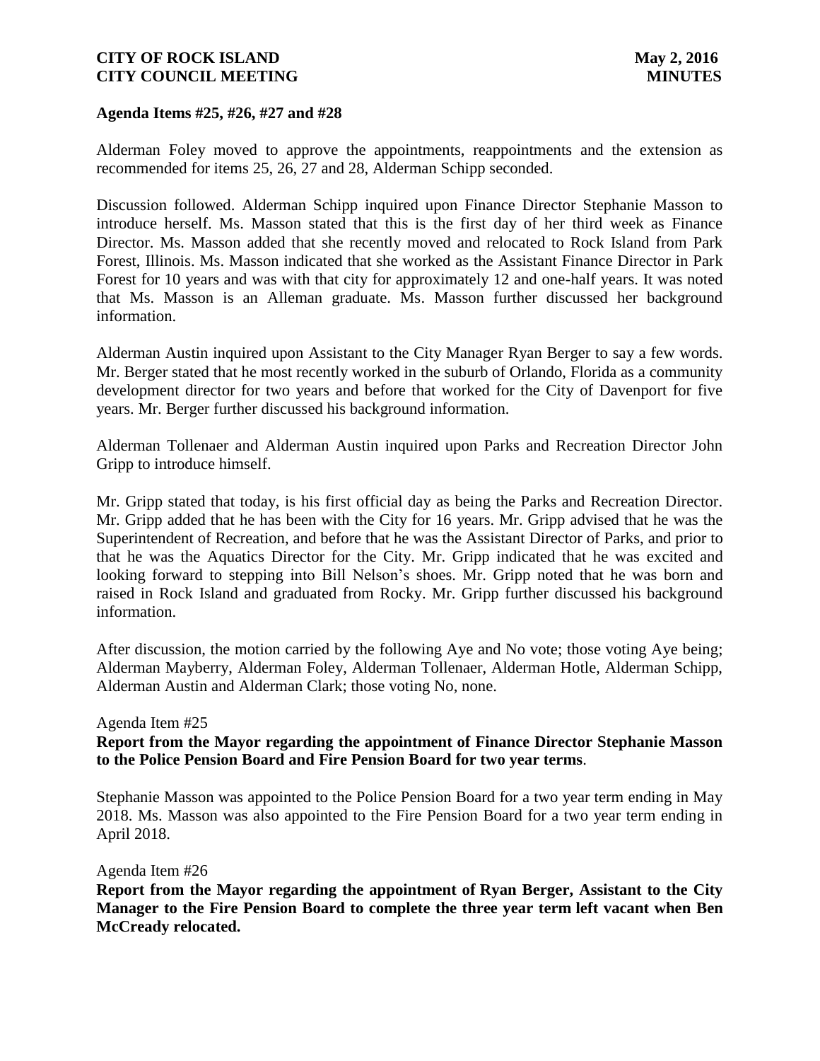**Agenda Items #25, #26, #27 and #28**

Alderman Foley moved to approve the appointments, reappointments and the extension as recommended for items 25, 26, 27 and 28, Alderman Schipp seconded.

Discussion followed. Alderman Schipp inquired upon Finance Director Stephanie Masson to introduce herself. Ms. Masson stated that this is the first day of her third week as Finance Director. Ms. Masson added that she recently moved and relocated to Rock Island from Park Forest, Illinois. Ms. Masson indicated that she worked as the Assistant Finance Director in Park Forest for 10 years and was with that city for approximately 12 and one-half years. It was noted that Ms. Masson is an Alleman graduate. Ms. Masson further discussed her background information.

Alderman Austin inquired upon Assistant to the City Manager Ryan Berger to say a few words. Mr. Berger stated that he most recently worked in the suburb of Orlando, Florida as a community development director for two years and before that worked for the City of Davenport for five years. Mr. Berger further discussed his background information.

Alderman Tollenaer and Alderman Austin inquired upon Parks and Recreation Director John Gripp to introduce himself.

Mr. Gripp stated that today, is his first official day as being the Parks and Recreation Director. Mr. Gripp added that he has been with the City for 16 years. Mr. Gripp advised that he was the Superintendent of Recreation, and before that he was the Assistant Director of Parks, and prior to that he was the Aquatics Director for the City. Mr. Gripp indicated that he was excited and looking forward to stepping into Bill Nelson's shoes. Mr. Gripp noted that he was born and raised in Rock Island and graduated from Rocky. Mr. Gripp further discussed his background information.

After discussion, the motion carried by the following Aye and No vote; those voting Aye being; Alderman Mayberry, Alderman Foley, Alderman Tollenaer, Alderman Hotle, Alderman Schipp, Alderman Austin and Alderman Clark; those voting No, none.

Agenda Item #25

**Report from the Mayor regarding the appointment of Finance Director Stephanie Masson to the Police Pension Board and Fire Pension Board for two year terms**.

Stephanie Masson was appointed to the Police Pension Board for a two year term ending in May 2018. Ms. Masson was also appointed to the Fire Pension Board for a two year term ending in April 2018.

Agenda Item #26

**Report from the Mayor regarding the appointment of Ryan Berger, Assistant to the City Manager to the Fire Pension Board to complete the three year term left vacant when Ben McCready relocated.**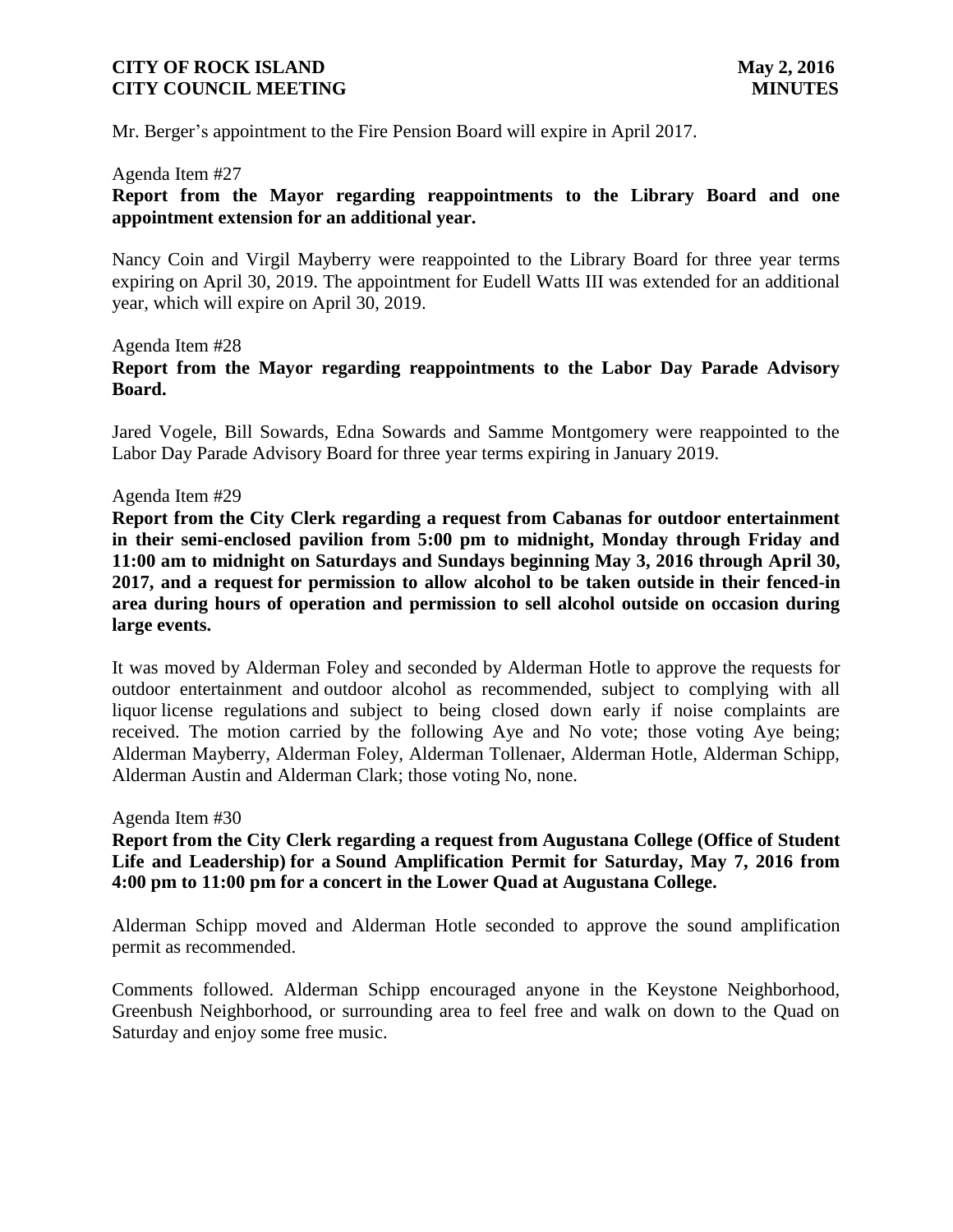Mr. Berger's appointment to the Fire Pension Board will expire in April 2017.

Agenda Item #27

**Report from the Mayor regarding reappointments to the Library Board and one appointment extension for an additional year.**

Nancy Coin and Virgil Mayberry were reappointed to the Library Board for three year terms expiring on April 30, 2019. The appointment for Eudell Watts III was extended for an additional year, which will expire on April 30, 2019.

Agenda Item #28

**Report from the Mayor regarding reappointments to the Labor Day Parade Advisory Board.**

Jared Vogele, Bill Sowards, Edna Sowards and Samme Montgomery were reappointed to the Labor Day Parade Advisory Board for three year terms expiring in January 2019.

Agenda Item #29

**Report from the City Clerk regarding a request from Cabanas for outdoor entertainment in their semi-enclosed pavilion from 5:00 pm to midnight, Monday through Friday and 11:00 am to midnight on Saturdays and Sundays beginning May 3, 2016 through April 30, 2017, and a request for permission to allow alcohol to be taken outside in their fenced-in area during hours of operation and permission to sell alcohol outside on occasion during large events.**

It was moved by Alderman Foley and seconded by Alderman Hotle to approve the requests for outdoor entertainment and outdoor alcohol as recommended, subject to complying with all liquor license regulations and subject to being closed down early if noise complaints are received. The motion carried by the following Aye and No vote; those voting Aye being; Alderman Mayberry, Alderman Foley, Alderman Tollenaer, Alderman Hotle, Alderman Schipp, Alderman Austin and Alderman Clark; those voting No, none.

Agenda Item #30

**Report from the City Clerk regarding a request from Augustana College (Office of Student Life and Leadership) for a Sound Amplification Permit for Saturday, May 7, 2016 from 4:00 pm to 11:00 pm for a concert in the Lower Quad at Augustana College.**

Alderman Schipp moved and Alderman Hotle seconded to approve the sound amplification permit as recommended.

Comments followed. Alderman Schipp encouraged anyone in the Keystone Neighborhood, Greenbush Neighborhood, or surrounding area to feel free and walk on down to the Quad on Saturday and enjoy some free music.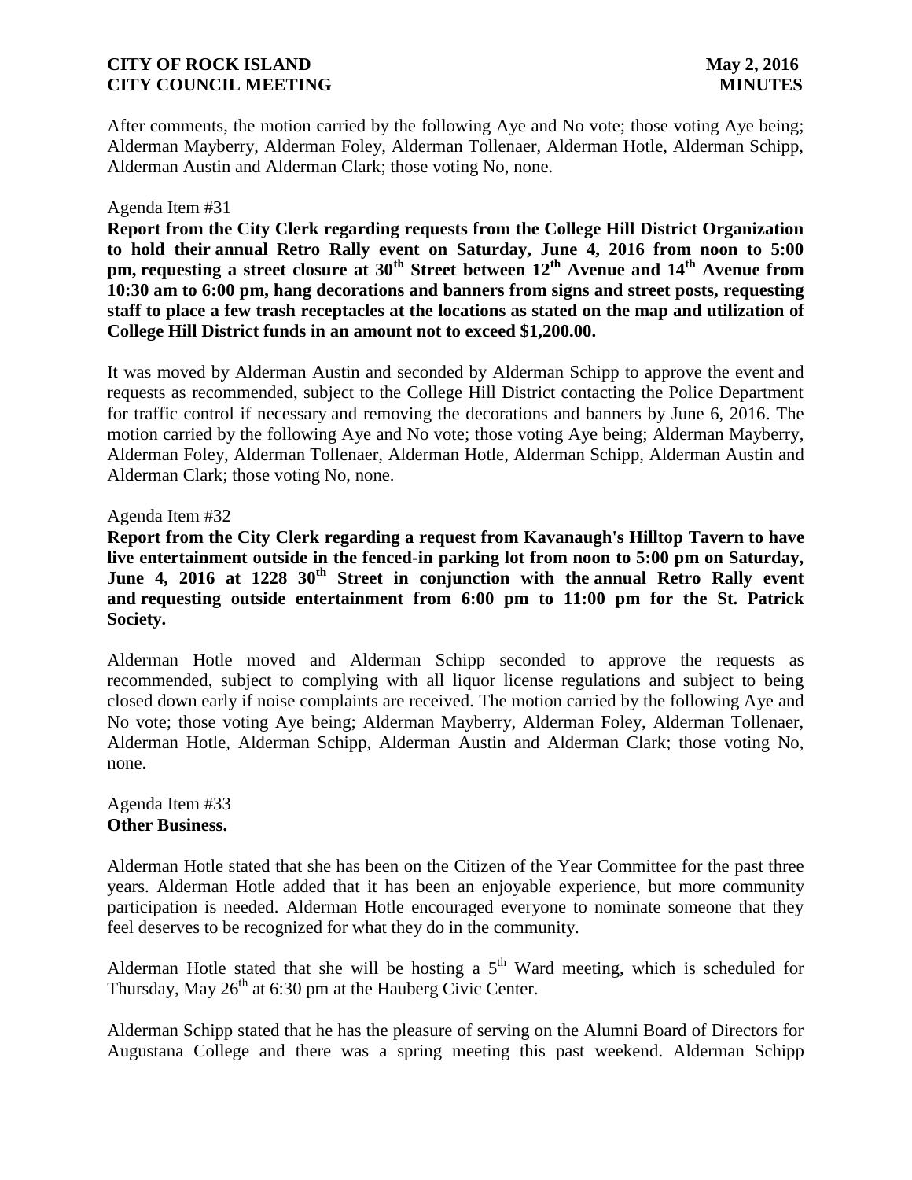After comments, the motion carried by the following Aye and No vote; those voting Aye being; Alderman Mayberry, Alderman Foley, Alderman Tollenaer, Alderman Hotle, Alderman Schipp, Alderman Austin and Alderman Clark; those voting No, none.

Agenda Item #31

**Report from the City Clerk regarding requests from the College Hill District Organization to hold their annual Retro Rally event on Saturday, June 4, 2016 from noon to 5:00 pm, requesting a street closure at 30th Street between 12th Avenue and 14th Avenue from 10:30 am to 6:00 pm, hang decorations and banners from signs and street posts, requesting staff to place a few trash receptacles at the locations as stated on the map and utilization of College Hill District funds in an amount not to exceed $1,200.00.**

It was moved by Alderman Austin and seconded by Alderman Schipp to approve the event and requests as recommended, subject to the College Hill District contacting the Police Department for traffic control if necessary and removing the decorations and banners by June 6, 2016. The motion carried by the following Aye and No vote; those voting Aye being; Alderman Mayberry, Alderman Foley, Alderman Tollenaer, Alderman Hotle, Alderman Schipp, Alderman Austin and Alderman Clark; those voting No, none.

Agenda Item #32

**Report from the City Clerk regarding a request from Kavanaugh's Hilltop Tavern to have live entertainment outside in the fenced-in parking lot from noon to 5:00 pm on Saturday, June 4, 2016 at 1228 30th Street in conjunction with the annual Retro Rally event and requesting outside entertainment from 6:00 pm to 11:00 pm for the St. Patrick Society.**

Alderman Hotle moved and Alderman Schipp seconded to approve the requests as recommended, subject to complying with all liquor license regulations and subject to being closed down early if noise complaints are received. The motion carried by the following Aye and No vote; those voting Aye being; Alderman Mayberry, Alderman Foley, Alderman Tollenaer, Alderman Hotle, Alderman Schipp, Alderman Austin and Alderman Clark; those voting No, none.

Agenda Item #33

**Other Business.**

Alderman Hotle stated that she has been on the Citizen of the Year Committee for the past three years. Alderman Hotle added that it has been an enjoyable experience, but more community participation is needed. Alderman Hotle encouraged everyone to nominate someone that they feel deserves to be recognized for what they do in the community.

Alderman Hotle stated that she will be hosting a 5th Ward meeting, which is scheduled for Thursday, May 26th at 6:30 pm at the Hauberg Civic Center.

Alderman Schipp stated that he has the pleasure of serving on the Alumni Board of Directors for Augustana College and there was a spring meeting this past weekend. Alderman Schipp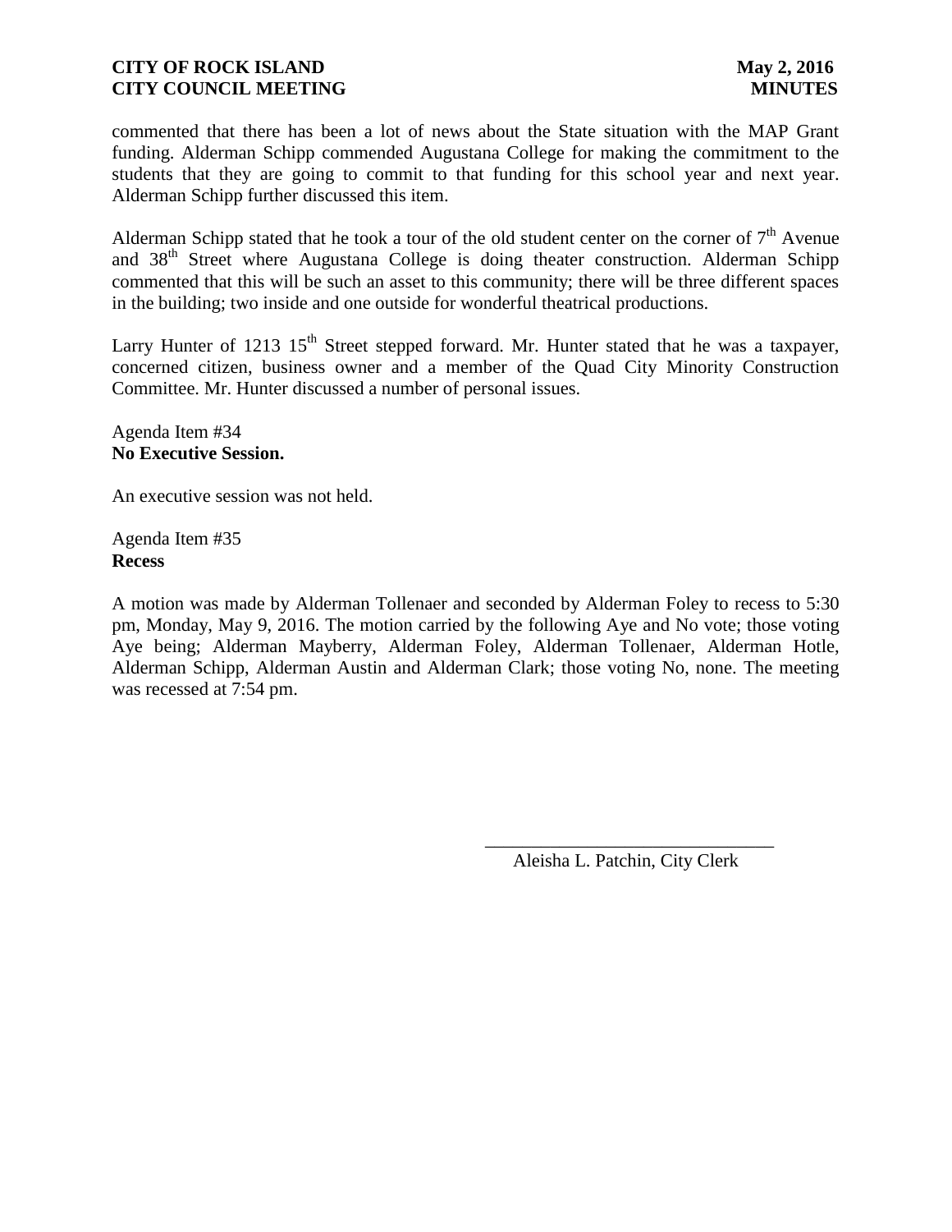commented that there has been a lot of news about the State situation with the MAP Grant funding. Alderman Schipp commended Augustana College for making the commitment to the students that they are going to commit to that funding for this school year and next year. Alderman Schipp further discussed this item.

Alderman Schipp stated that he took a tour of the old student center on the corner of 7th Avenue and 38th Street where Augustana College is doing theater construction. Alderman Schipp commented that this will be such an asset to this community; there will be three different spaces in the building; two inside and one outside for wonderful theatrical productions.

Larry Hunter of 1213 15th Street stepped forward. Mr. Hunter stated that he was a taxpayer, concerned citizen, business owner and a member of the Quad City Minority Construction Committee. Mr. Hunter discussed a number of personal issues.

Agenda Item #34
**No Executive Session.**

An executive session was not held.

Agenda Item #35
**Recess**

A motion was made by Alderman Tollenaer and seconded by Alderman Foley to recess to 5:30 pm, Monday, May 9, 2016. The motion carried by the following Aye and No vote; those voting Aye being; Alderman Mayberry, Alderman Foley, Alderman Tollenaer, Alderman Hotle, Alderman Schipp, Alderman Austin and Alderman Clark; those voting No, none. The meeting was recessed at 7:54 pm.

\_\_\_\_\_\_\_\_\_\_\_\_\_\_\_\_\_\_\_\_\_\_\_\_\_\_\_\_\_\_\_\_
Aleisha L. Patchin, City Clerk